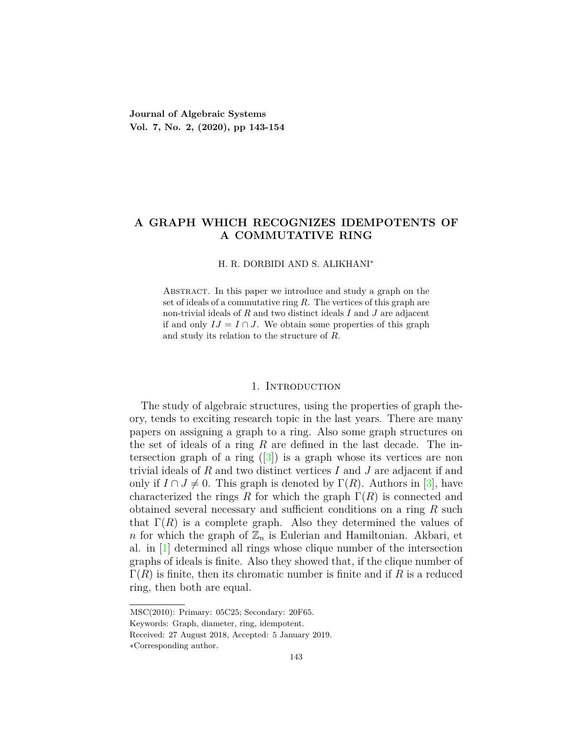**Journal of Algebraic Systems**
**Vol. 7, No. 2, (2020), pp 143-154**

# A GRAPH WHICH RECOGNIZES IDEMPOTENTS OF A COMMUTATIVE RING

H. R. DORBIDI AND S. ALIKHANI*

Abstract. In this paper we introduce and study a graph on the set of ideals of a commutative ring $R$. The vertices of this graph are non-trivial ideals of $R$ and two distinct ideals $I$ and $J$ are adjacent if and only $IJ = I \cap J$. We obtain some properties of this graph and study its relation to the structure of $R$.

## 1. Introduction

The study of algebraic structures, using the properties of graph theory, tends to exciting research topic in the last years. There are many papers on assigning a graph to a ring. Also some graph structures on the set of ideals of a ring $R$ are defined in the last decade. The intersection graph of a ring ([3]) is a graph whose its vertices are non trivial ideals of $R$ and two distinct vertices $I$ and $J$ are adjacent if and only if $I \cap J \neq 0$. This graph is denoted by $\Gamma(R)$. Authors in [3], have characterized the rings $R$ for which the graph $\Gamma(R)$ is connected and obtained several necessary and sufficient conditions on a ring $R$ such that $\Gamma(R)$ is a complete graph. Also they determined the values of $n$ for which the graph of $\mathbb{Z}_n$ is Eulerian and Hamiltonian. Akbari, et al. in [1] determined all rings whose clique number of the intersection graphs of ideals is finite. Also they showed that, if the clique number of $\Gamma(R)$ is finite, then its chromatic number is finite and if $R$ is a reduced ring, then both are equal.

MSC(2010): Primary: 05C25; Secondary: 20F65.

Keywords: Graph, diameter, ring, idempotent.

Received: 27 August 2018, Accepted: 5 January 2019.

*Corresponding author.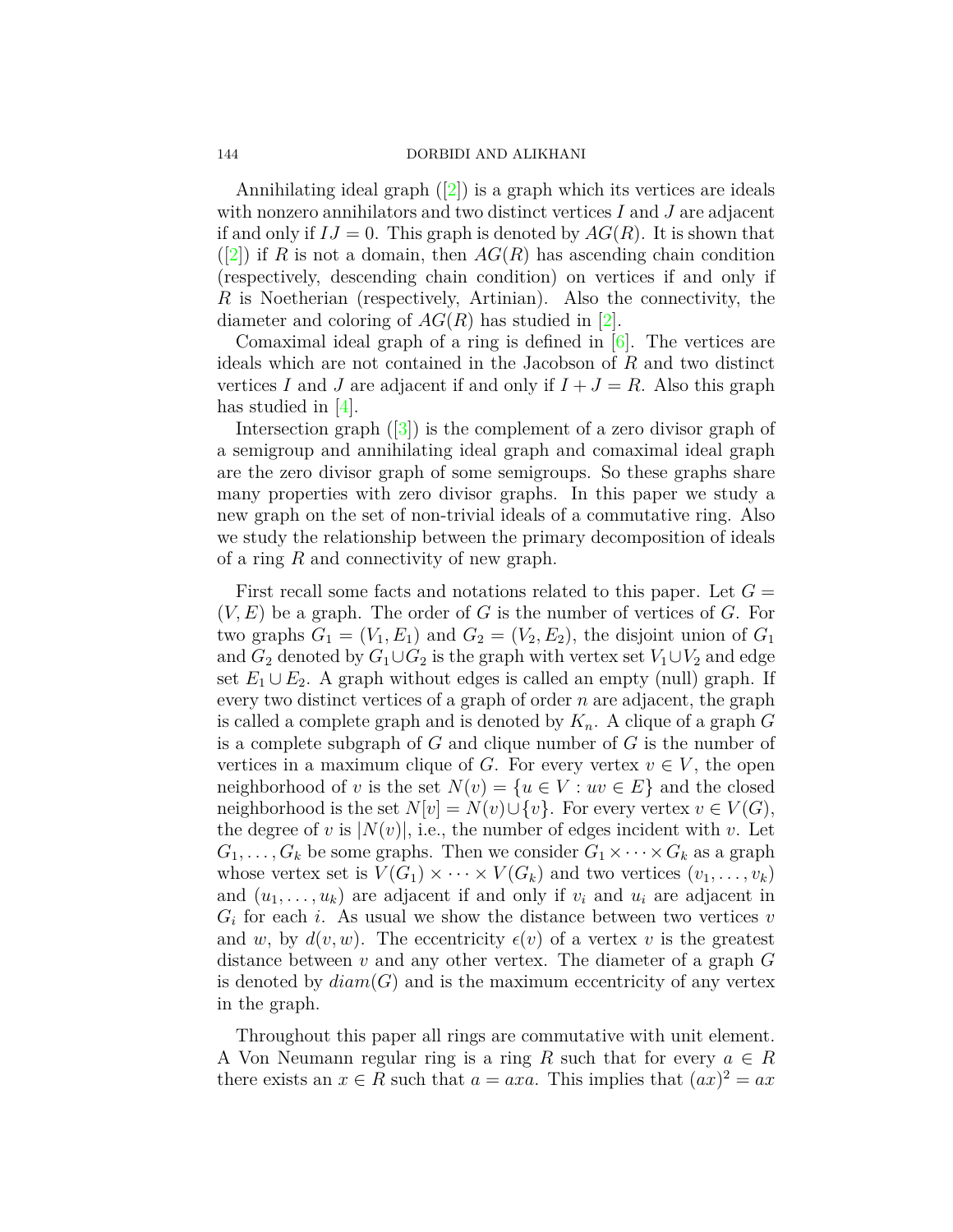Annihilating ideal graph ([2]) is a graph which its vertices are ideals with nonzero annihilators and two distinct vertices $I$ and $J$ are adjacent if and only if $IJ = 0$. This graph is denoted by $AG(R)$. It is shown that ([2]) if $R$ is not a domain, then $AG(R)$ has ascending chain condition (respectively, descending chain condition) on vertices if and only if $R$ is Noetherian (respectively, Artinian). Also the connectivity, the diameter and coloring of $AG(R)$ has studied in [2].

Comaximal ideal graph of a ring is defined in [6]. The vertices are ideals which are not contained in the Jacobson of $R$ and two distinct vertices $I$ and $J$ are adjacent if and only if $I + J = R$. Also this graph has studied in [4].

Intersection graph ([3]) is the complement of a zero divisor graph of a semigroup and annihilating ideal graph and comaximal ideal graph are the zero divisor graph of some semigroups. So these graphs share many properties with zero divisor graphs. In this paper we study a new graph on the set of non-trivial ideals of a commutative ring. Also we study the relationship between the primary decomposition of ideals of a ring $R$ and connectivity of new graph.

First recall some facts and notations related to this paper. Let $G = (V, E)$ be a graph. The order of $G$ is the number of vertices of $G$. For two graphs $G_1 = (V_1, E_1)$ and $G_2 = (V_2, E_2)$, the disjoint union of $G_1$ and $G_2$ denoted by $G_1 \cup G_2$ is the graph with vertex set $V_1 \cup V_2$ and edge set $E_1 \cup E_2$. A graph without edges is called an empty (null) graph. If every two distinct vertices of a graph of order $n$ are adjacent, the graph is called a complete graph and is denoted by $K_n$. A clique of a graph $G$ is a complete subgraph of $G$ and clique number of $G$ is the number of vertices in a maximum clique of $G$. For every vertex $v \in V$, the open neighborhood of $v$ is the set $N(v) = \{u \in V : uv \in E\}$ and the closed neighborhood is the set $N[v] = N(v) \cup \{v\}$. For every vertex $v \in V(G)$, the degree of $v$ is $|N(v)|$, i.e., the number of edges incident with $v$. Let $G_1, \ldots, G_k$ be some graphs. Then we consider $G_1 \times \cdots \times G_k$ as a graph whose vertex set is $V(G_1) \times \cdots \times V(G_k)$ and two vertices $(v_1, \ldots, v_k)$ and $(u_1, \ldots, u_k)$ are adjacent if and only if $v_i$ and $u_i$ are adjacent in $G_i$ for each $i$. As usual we show the distance between two vertices $v$ and $w$, by $d(v, w)$. The eccentricity $\epsilon(v)$ of a vertex $v$ is the greatest distance between $v$ and any other vertex. The diameter of a graph $G$ is denoted by $diam(G)$ and is the maximum eccentricity of any vertex in the graph.

Throughout this paper all rings are commutative with unit element. A Von Neumann regular ring is a ring $R$ such that for every $a \in R$ there exists an $x \in R$ such that $a = axa$. This implies that $(ax)^2 = ax$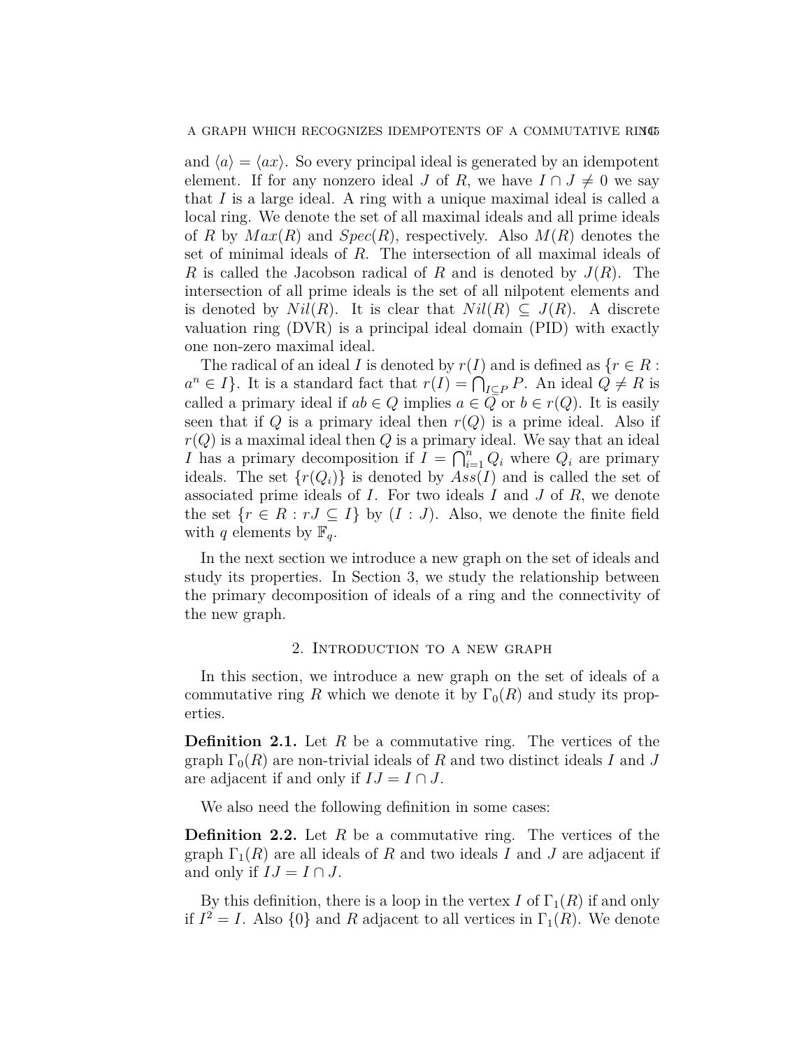and $\langle a\rangle = \langle ax\rangle$. So every principal ideal is generated by an idempotent element. If for any nonzero ideal $J$ of $R$, we have $I \cap J \neq 0$ we say that $I$ is a large ideal. A ring with a unique maximal ideal is called a local ring. We denote the set of all maximal ideals and all prime ideals of $R$ by $Max(R)$ and $Spec(R)$, respectively. Also $M(R)$ denotes the set of minimal ideals of $R$. The intersection of all maximal ideals of $R$ is called the Jacobson radical of $R$ and is denoted by $J(R)$. The intersection of all prime ideals is the set of all nilpotent elements and is denoted by $Nil(R)$. It is clear that $Nil(R) \subseteq J(R)$. A discrete valuation ring (DVR) is a principal ideal domain (PID) with exactly one non-zero maximal ideal.

The radical of an ideal $I$ is denoted by $r(I)$ and is defined as $\{r \in R : a^n \in I\}$. It is a standard fact that $r(I) = \bigcap_{I \subseteq P} P$. An ideal $Q \neq R$ is called a primary ideal if $ab \in Q$ implies $a \in Q$ or $b \in r(Q)$. It is easily seen that if $Q$ is a primary ideal then $r(Q)$ is a prime ideal. Also if $r(Q)$ is a maximal ideal then $Q$ is a primary ideal. We say that an ideal $I$ has a primary decomposition if $I = \bigcap_{i=1}^{n} Q_i$ where $Q_i$ are primary ideals. The set $\{r(Q_i)\}$ is denoted by $Ass(I)$ and is called the set of associated prime ideals of $I$. For two ideals $I$ and $J$ of $R$, we denote the set $\{r \in R : rJ \subseteq I\}$ by $(I : J)$. Also, we denote the finite field with $q$ elements by $\mathbb{F}_q$.

In the next section we introduce a new graph on the set of ideals and study its properties. In Section 3, we study the relationship between the primary decomposition of ideals of a ring and the connectivity of the new graph.

## 2. Introduction to a new graph

In this section, we introduce a new graph on the set of ideals of a commutative ring $R$ which we denote it by $\Gamma_0(R)$ and study its properties.

**Definition 2.1.** Let $R$ be a commutative ring. The vertices of the graph $\Gamma_0(R)$ are non-trivial ideals of $R$ and two distinct ideals $I$ and $J$ are adjacent if and only if $IJ = I \cap J$.

We also need the following definition in some cases:

**Definition 2.2.** Let $R$ be a commutative ring. The vertices of the graph $\Gamma_1(R)$ are all ideals of $R$ and two ideals $I$ and $J$ are adjacent if and only if $IJ = I \cap J$.

By this definition, there is a loop in the vertex $I$ of $\Gamma_1(R)$ if and only if $I^2 = I$. Also $\{0\}$ and $R$ adjacent to all vertices in $\Gamma_1(R)$. We denote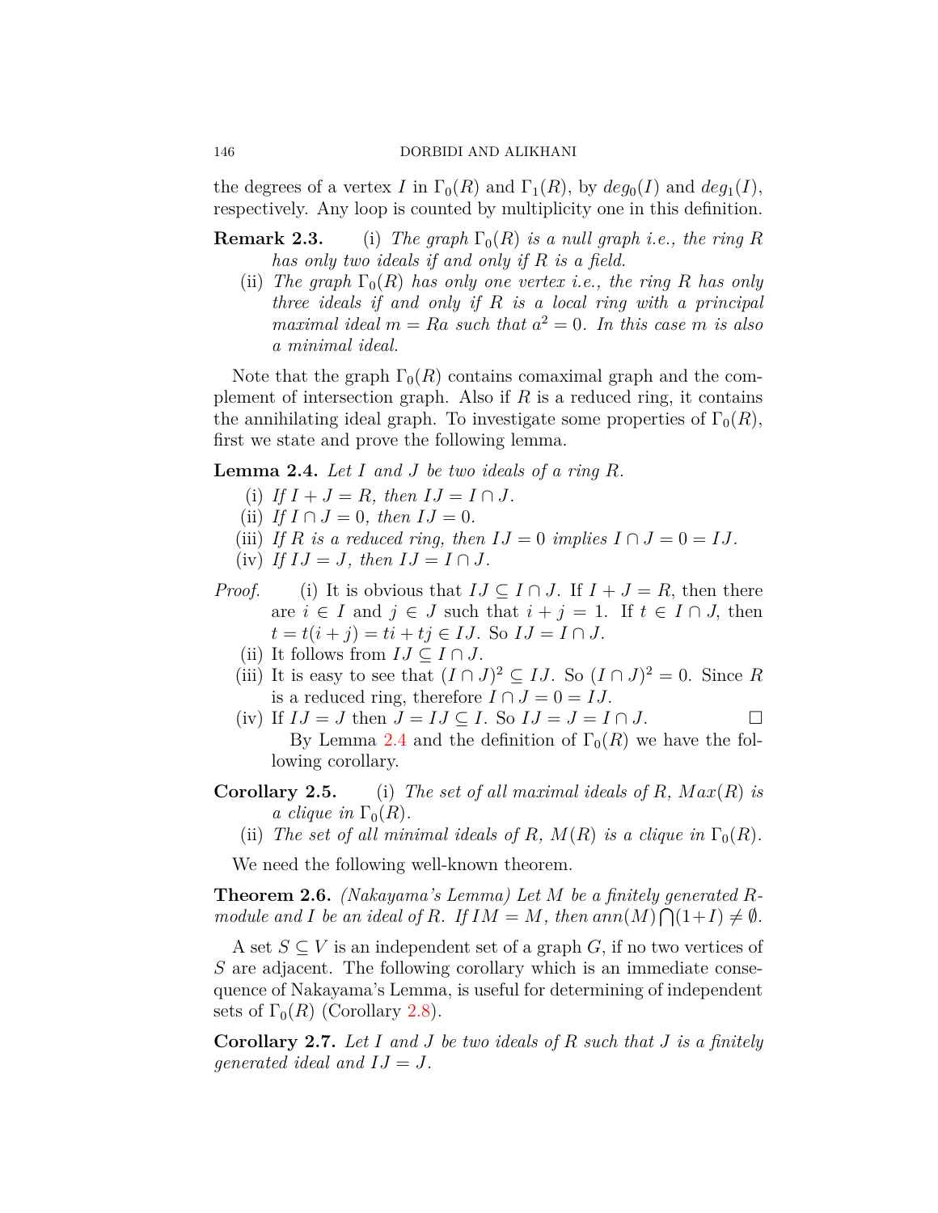the degrees of a vertex $I$ in $\Gamma_0(R)$ and $\Gamma_1(R)$, by $deg_0(I)$ and $deg_1(I)$, respectively. Any loop is counted by multiplicity one in this definition.

**Remark 2.3.** (i) *The graph $\Gamma_0(R)$ is a null graph i.e., the ring $R$ has only two ideals if and only if $R$ is a field.*

(ii) *The graph $\Gamma_0(R)$ has only one vertex i.e., the ring $R$ has only three ideals if and only if $R$ is a local ring with a principal maximal ideal $m = Ra$ such that $a^2 = 0$. In this case $m$ is also a minimal ideal.*

Note that the graph $\Gamma_0(R)$ contains comaximal graph and the complement of intersection graph. Also if $R$ is a reduced ring, it contains the annihilating ideal graph. To investigate some properties of $\Gamma_0(R)$, first we state and prove the following lemma.

**Lemma 2.4.** *Let $I$ and $J$ be two ideals of a ring $R$.*

(i) *If $I + J = R$, then $IJ = I \cap J$.*
(ii) *If $I \cap J = 0$, then $IJ = 0$.*
(iii) *If $R$ is a reduced ring, then $IJ = 0$ implies $I \cap J = 0 = IJ$.*
(iv) *If $IJ = J$, then $IJ = I \cap J$.*

*Proof.* (i) It is obvious that $IJ \subseteq I \cap J$. If $I + J = R$, then there are $i \in I$ and $j \in J$ such that $i + j = 1$. If $t \in I \cap J$, then $t = t(i + j) = ti + tj \in IJ$. So $IJ = I \cap J$.

(ii) It follows from $IJ \subseteq I \cap J$.

(iii) It is easy to see that $(I \cap J)^2 \subseteq IJ$. So $(I \cap J)^2 = 0$. Since $R$ is a reduced ring, therefore $I \cap J = 0 = IJ$.

(iv) If $IJ = J$ then $J = IJ \subseteq I$. So $IJ = J = I \cap J$. □

By Lemma 2.4 and the definition of $\Gamma_0(R)$ we have the following corollary.

**Corollary 2.5.** (i) *The set of all maximal ideals of $R$, $Max(R)$ is a clique in $\Gamma_0(R)$.*

(ii) *The set of all minimal ideals of $R$, $M(R)$ is a clique in $\Gamma_0(R)$.*

We need the following well-known theorem.

**Theorem 2.6.** *(Nakayama's Lemma) Let $M$ be a finitely generated $R$-module and $I$ be an ideal of $R$. If $IM = M$, then $ann(M) \bigcap (1+I) \neq \emptyset$.*

A set $S \subseteq V$ is an independent set of a graph $G$, if no two vertices of $S$ are adjacent. The following corollary which is an immediate consequence of Nakayama's Lemma, is useful for determining of independent sets of $\Gamma_0(R)$ (Corollary 2.8).

**Corollary 2.7.** *Let $I$ and $J$ be two ideals of $R$ such that $J$ is a finitely generated ideal and $IJ = J$.*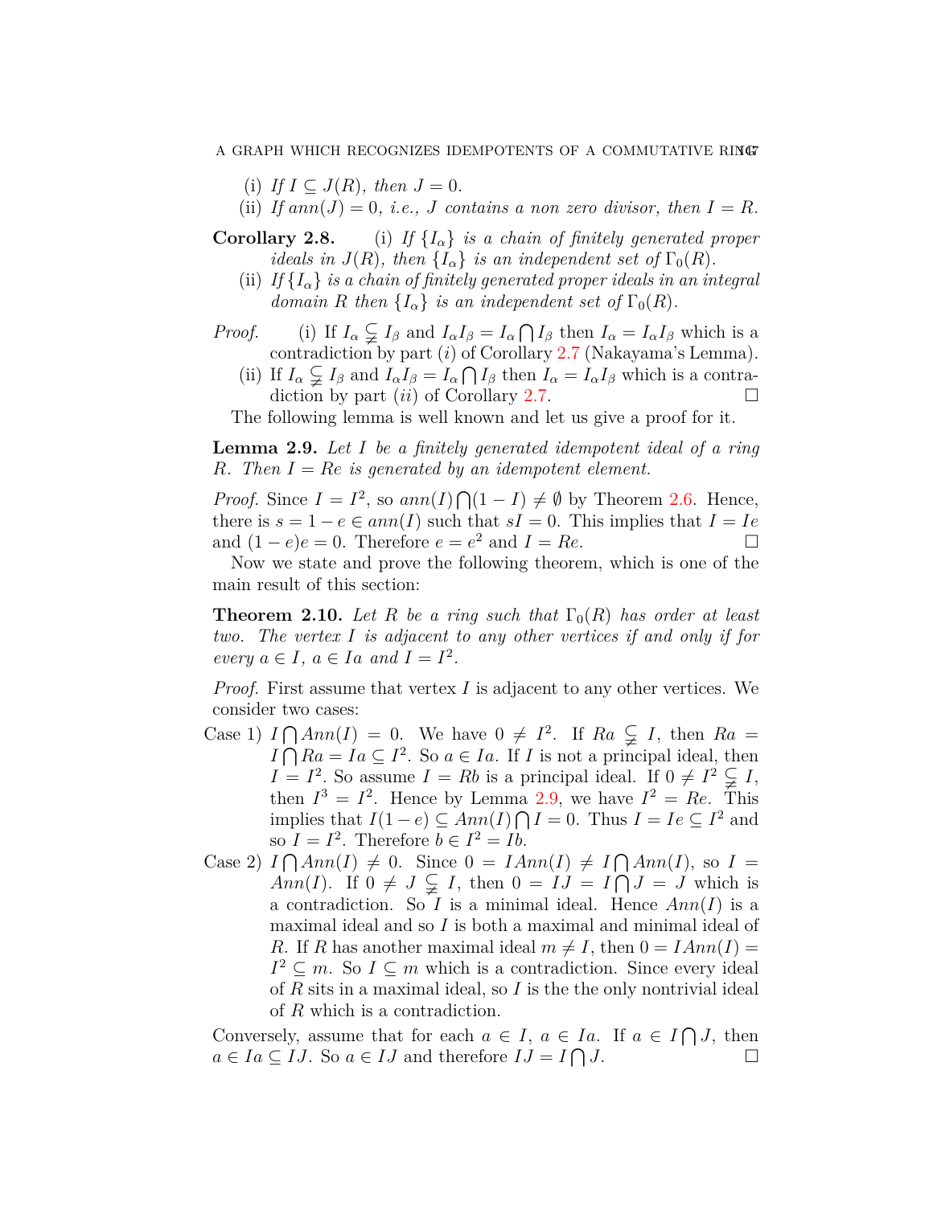(i) *If $I \subseteq J(R)$, then $J = 0$.*

(ii) *If $ann(J) = 0$, i.e., $J$ contains a non zero divisor, then $I = R$.*

**Corollary 2.8.** (i) *If $\{I_\alpha\}$ is a chain of finitely generated proper ideals in $J(R)$, then $\{I_\alpha\}$ is an independent set of $\Gamma_0(R)$.*

(ii) *If $\{I_\alpha\}$ is a chain of finitely generated proper ideals in an integral domain $R$ then $\{I_\alpha\}$ is an independent set of $\Gamma_0(R)$.*

*Proof.* (i) If $I_\alpha \subsetneqq I_\beta$ and $I_\alpha I_\beta = I_\alpha \bigcap I_\beta$ then $I_\alpha = I_\alpha I_\beta$ which is a contradiction by part $(i)$ of Corollary 2.7 (Nakayama's Lemma).

(ii) If $I_\alpha \subsetneqq I_\beta$ and $I_\alpha I_\beta = I_\alpha \bigcap I_\beta$ then $I_\alpha = I_\alpha I_\beta$ which is a contradiction by part $(ii)$ of Corollary 2.7. □

The following lemma is well known and let us give a proof for it.

**Lemma 2.9.** *Let $I$ be a finitely generated idempotent ideal of a ring $R$. Then $I = Re$ is generated by an idempotent element.*

*Proof.* Since $I = I^2$, so $ann(I) \bigcap (1 - I) \neq \emptyset$ by Theorem 2.6. Hence, there is $s = 1 - e \in ann(I)$ such that $sI = 0$. This implies that $I = Ie$ and $(1 - e)e = 0$. Therefore $e = e^2$ and $I = Re$. □

Now we state and prove the following theorem, which is one of the main result of this section:

**Theorem 2.10.** *Let $R$ be a ring such that $\Gamma_0(R)$ has order at least two. The vertex $I$ is adjacent to any other vertices if and only if for every $a \in I$, $a \in Ia$ and $I = I^2$.*

*Proof.* First assume that vertex $I$ is adjacent to any other vertices. We consider two cases:

Case 1) $I \bigcap Ann(I) = 0$. We have $0 \neq I^2$. If $Ra \subsetneqq I$, then $Ra = I \bigcap Ra = Ia \subseteq I^2$. So $a \in Ia$. If $I$ is not a principal ideal, then $I = I^2$. So assume $I = Rb$ is a principal ideal. If $0 \neq I^2 \subsetneqq I$, then $I^3 = I^2$. Hence by Lemma 2.9, we have $I^2 = Re$. This implies that $I(1 - e) \subseteq Ann(I) \bigcap I = 0$. Thus $I = Ie \subseteq I^2$ and so $I = I^2$. Therefore $b \in I^2 = Ib$.

Case 2) $I \bigcap Ann(I) \neq 0$. Since $0 = IAnn(I) \neq I \bigcap Ann(I)$, so $I = Ann(I)$. If $0 \neq J \subsetneqq I$, then $0 = IJ = I \bigcap J = J$ which is a contradiction. So $I$ is a minimal ideal. Hence $Ann(I)$ is a maximal ideal and so $I$ is both a maximal and minimal ideal of $R$. If $R$ has another maximal ideal $m \neq I$, then $0 = IAnn(I) = I^2 \subseteq m$. So $I \subseteq m$ which is a contradiction. Since every ideal of $R$ sits in a maximal ideal, so $I$ is the the only nontrivial ideal of $R$ which is a contradiction.

Conversely, assume that for each $a \in I$, $a \in Ia$. If $a \in I \bigcap J$, then $a \in Ia \subseteq IJ$. So $a \in IJ$ and therefore $IJ = I \bigcap J$. □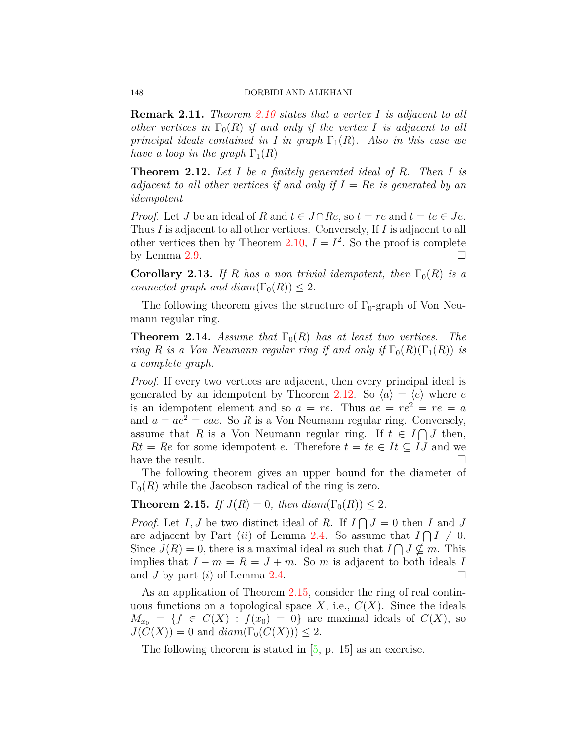**Remark 2.11.** *Theorem 2.10 states that a vertex $I$ is adjacent to all other vertices in $\Gamma_0(R)$ if and only if the vertex $I$ is adjacent to all principal ideals contained in $I$ in graph $\Gamma_1(R)$. Also in this case we have a loop in the graph $\Gamma_1(R)$*

**Theorem 2.12.** *Let $I$ be a finitely generated ideal of $R$. Then $I$ is adjacent to all other vertices if and only if $I = Re$ is generated by an idempotent*

*Proof.* Let $J$ be an ideal of $R$ and $t \in J \cap Re$, so $t = re$ and $t = te \in Je$. Thus $I$ is adjacent to all other vertices. Conversely, If $I$ is adjacent to all other vertices then by Theorem 2.10, $I = I^2$. So the proof is complete by Lemma 2.9. $\square$

**Corollary 2.13.** *If $R$ has a non trivial idempotent, then $\Gamma_0(R)$ is a connected graph and $diam(\Gamma_0(R)) \leq 2$.*

The following theorem gives the structure of $\Gamma_0$-graph of Von Neumann regular ring.

**Theorem 2.14.** *Assume that $\Gamma_0(R)$ has at least two vertices. The ring $R$ is a Von Neumann regular ring if and only if $\Gamma_0(R)(\Gamma_1(R))$ is a complete graph.*

*Proof.* If every two vertices are adjacent, then every principal ideal is generated by an idempotent by Theorem 2.12. So $\langle a \rangle = \langle e \rangle$ where $e$ is an idempotent element and so $a = re$. Thus $ae = re^2 = re = a$ and $a = ae^2 = eae$. So $R$ is a Von Neumann regular ring. Conversely, assume that $R$ is a Von Neumann regular ring. If $t \in I \bigcap J$ then, $Rt = Re$ for some idempotent $e$. Therefore $t = te \in It \subseteq IJ$ and we have the result. $\square$

The following theorem gives an upper bound for the diameter of $\Gamma_0(R)$ while the Jacobson radical of the ring is zero.

**Theorem 2.15.** *If $J(R) = 0$, then $diam(\Gamma_0(R)) \leq 2$.*

*Proof.* Let $I, J$ be two distinct ideal of $R$. If $I \bigcap J = 0$ then $I$ and $J$ are adjacent by Part $(ii)$ of Lemma 2.4. So assume that $I \bigcap I \neq 0$. Since $J(R) = 0$, there is a maximal ideal $m$ such that $I \bigcap J \nsubseteq m$. This implies that $I + m = R = J + m$. So $m$ is adjacent to both ideals $I$ and $J$ by part $(i)$ of Lemma 2.4. $\square$

As an application of Theorem 2.15, consider the ring of real continuous functions on a topological space $X$, i.e., $C(X)$. Since the ideals $M_{x_0} = \{f \in C(X) : f(x_0) = 0\}$ are maximal ideals of $C(X)$, so $J(C(X)) = 0$ and $diam(\Gamma_0(C(X))) \leq 2$.

The following theorem is stated in [5, p. 15] as an exercise.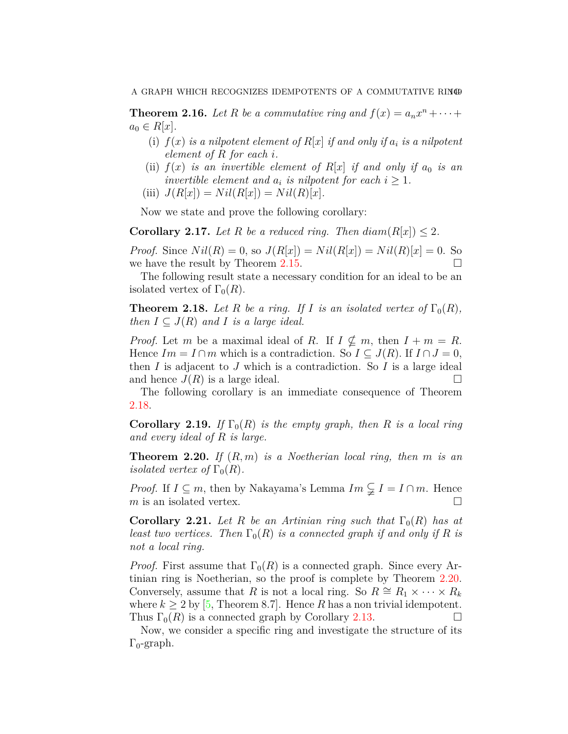**Theorem 2.16.** *Let $R$ be a commutative ring and $f(x) = a_n x^n + \cdots + a_0 \in R[x]$.*

(i) *$f(x)$ is a nilpotent element of $R[x]$ if and only if $a_i$ is a nilpotent element of $R$ for each $i$.*

(ii) *$f(x)$ is an invertible element of $R[x]$ if and only if $a_0$ is an invertible element and $a_i$ is nilpotent for each $i \geq 1$.*

(iii) *$J(R[x]) = Nil(R[x]) = Nil(R)[x]$.*

Now we state and prove the following corollary:

**Corollary 2.17.** *Let $R$ be a reduced ring. Then $diam(R[x]) \leq 2$.*

*Proof.* Since $Nil(R) = 0$, so $J(R[x]) = Nil(R[x]) = Nil(R)[x] = 0$. So we have the result by Theorem 2.15. □

The following result state a necessary condition for an ideal to be an isolated vertex of $\Gamma_0(R)$.

**Theorem 2.18.** *Let $R$ be a ring. If $I$ is an isolated vertex of $\Gamma_0(R)$, then $I \subseteq J(R)$ and $I$ is a large ideal.*

*Proof.* Let $m$ be a maximal ideal of $R$. If $I \nsubseteq m$, then $I + m = R$. Hence $Im = I \cap m$ which is a contradiction. So $I \subseteq J(R)$. If $I \cap J = 0$, then $I$ is adjacent to $J$ which is a contradiction. So $I$ is a large ideal and hence $J(R)$ is a large ideal. □

The following corollary is an immediate consequence of Theorem 2.18.

**Corollary 2.19.** *If $\Gamma_0(R)$ is the empty graph, then $R$ is a local ring and every ideal of $R$ is large.*

**Theorem 2.20.** *If $(R, m)$ is a Noetherian local ring, then $m$ is an isolated vertex of $\Gamma_0(R)$.*

*Proof.* If $I \subseteq m$, then by Nakayama's Lemma $Im \subsetneqq I = I \cap m$. Hence $m$ is an isolated vertex. □

**Corollary 2.21.** *Let $R$ be an Artinian ring such that $\Gamma_0(R)$ has at least two vertices. Then $\Gamma_0(R)$ is a connected graph if and only if $R$ is not a local ring.*

*Proof.* First assume that $\Gamma_0(R)$ is a connected graph. Since every Artinian ring is Noetherian, so the proof is complete by Theorem 2.20. Conversely, assume that $R$ is not a local ring. So $R \cong R_1 \times \cdots \times R_k$ where $k \geq 2$ by [5, Theorem 8.7]. Hence $R$ has a non trivial idempotent. Thus $\Gamma_0(R)$ is a connected graph by Corollary 2.13. □

Now, we consider a specific ring and investigate the structure of its $\Gamma_0$-graph.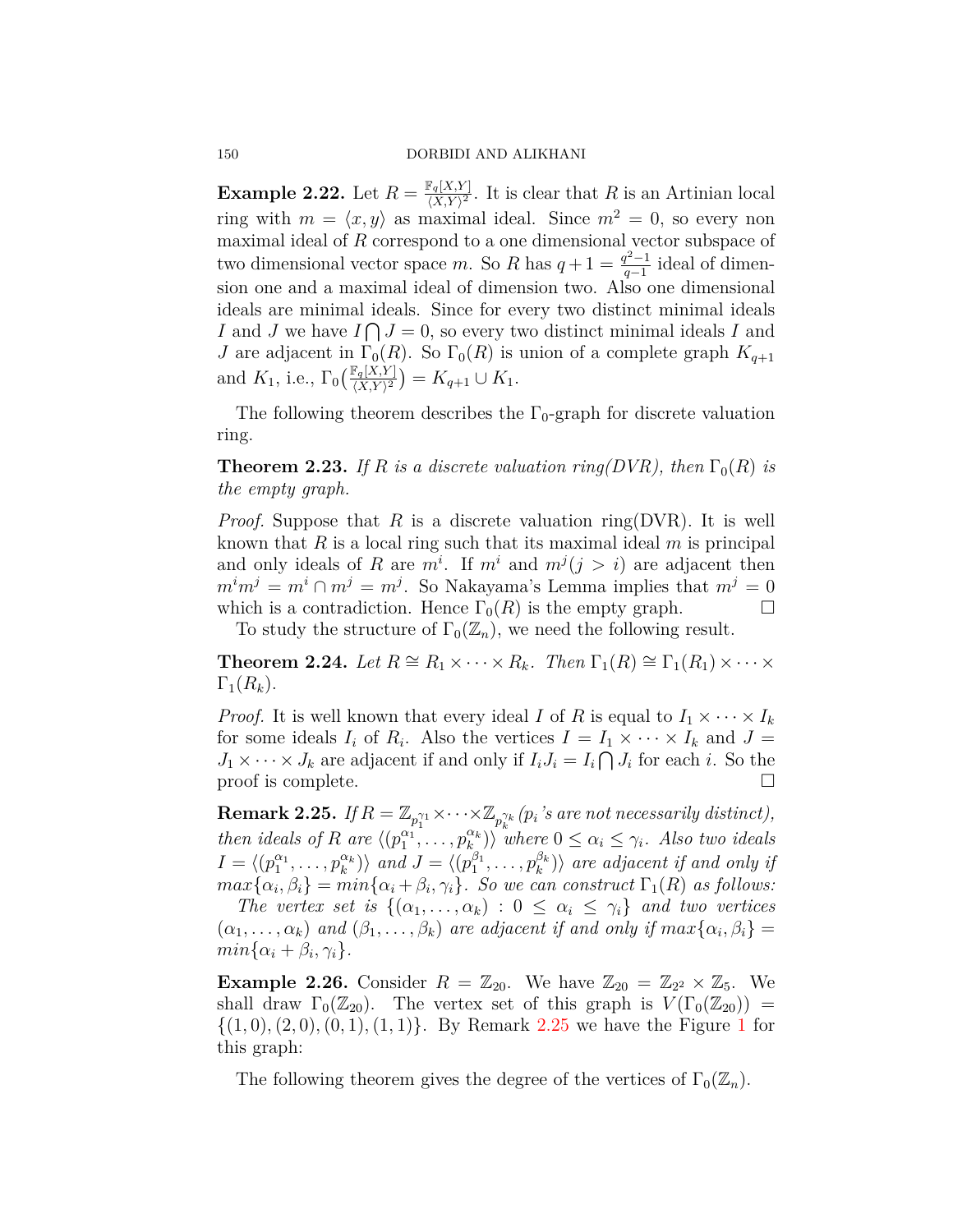**Example 2.22.** Let $R = \frac{\mathbb{F}_q[X,Y]}{\langle X,Y\rangle^2}$. It is clear that $R$ is an Artinian local ring with $m = \langle x, y\rangle$ as maximal ideal. Since $m^2 = 0$, so every non maximal ideal of $R$ correspond to a one dimensional vector subspace of two dimensional vector space $m$. So $R$ has $q+1 = \frac{q^2-1}{q-1}$ ideal of dimension one and a maximal ideal of dimension two. Also one dimensional ideals are minimal ideals. Since for every two distinct minimal ideals $I$ and $J$ we have $I \bigcap J = 0$, so every two distinct minimal ideals $I$ and $J$ are adjacent in $\Gamma_0(R)$. So $\Gamma_0(R)$ is union of a complete graph $K_{q+1}$ and $K_1$, i.e., $\Gamma_0\big(\frac{\mathbb{F}_q[X,Y]}{\langle X,Y\rangle^2}\big) = K_{q+1} \cup K_1$.

The following theorem describes the $\Gamma_0$-graph for discrete valuation ring.

**Theorem 2.23.** *If $R$ is a discrete valuation ring(DVR), then $\Gamma_0(R)$ is the empty graph.*

*Proof.* Suppose that $R$ is a discrete valuation ring(DVR). It is well known that $R$ is a local ring such that its maximal ideal $m$ is principal and only ideals of $R$ are $m^i$. If $m^i$ and $m^j (j > i)$ are adjacent then $m^i m^j = m^i \cap m^j = m^j$. So Nakayama's Lemma implies that $m^j = 0$ which is a contradiction. Hence $\Gamma_0(R)$ is the empty graph. □

To study the structure of $\Gamma_0(\mathbb{Z}_n)$, we need the following result.

**Theorem 2.24.** *Let $R \cong R_1 \times \cdots \times R_k$. Then $\Gamma_1(R) \cong \Gamma_1(R_1) \times \cdots \times \Gamma_1(R_k)$.*

*Proof.* It is well known that every ideal $I$ of $R$ is equal to $I_1 \times \cdots \times I_k$ for some ideals $I_i$ of $R_i$. Also the vertices $I = I_1 \times \cdots \times I_k$ and $J = J_1 \times \cdots \times J_k$ are adjacent if and only if $I_i J_i = I_i \bigcap J_i$ for each $i$. So the proof is complete. □

**Remark 2.25.** *If $R = \mathbb{Z}_{p_1^{\gamma_1}} \times \cdots \times \mathbb{Z}_{p_k^{\gamma_k}}$ ($p_i$'s are not necessarily distinct), then ideals of $R$ are $\langle (p_1^{\alpha_1}, \ldots, p_k^{\alpha_k})\rangle$ where $0 \le \alpha_i \le \gamma_i$. Also two ideals $I = \langle (p_1^{\alpha_1}, \ldots, p_k^{\alpha_k})\rangle$ and $J = \langle (p_1^{\beta_1}, \ldots, p_k^{\beta_k})\rangle$ are adjacent if and only if $max\{\alpha_i, \beta_i\} = min\{\alpha_i + \beta_i, \gamma_i\}$. So we can construct $\Gamma_1(R)$ as follows:*

*The vertex set is $\{(\alpha_1, \ldots, \alpha_k) : 0 \le \alpha_i \le \gamma_i\}$ and two vertices $(\alpha_1, \ldots, \alpha_k)$ and $(\beta_1, \ldots, \beta_k)$ are adjacent if and only if $max\{\alpha_i, \beta_i\} = min\{\alpha_i + \beta_i, \gamma_i\}$.*

**Example 2.26.** Consider $R = \mathbb{Z}_{20}$. We have $\mathbb{Z}_{20} = \mathbb{Z}_{2^2} \times \mathbb{Z}_5$. We shall draw $\Gamma_0(\mathbb{Z}_{20})$. The vertex set of this graph is $V(\Gamma_0(\mathbb{Z}_{20})) = \{(1,0), (2,0), (0,1), (1,1)\}$. By Remark 2.25 we have the Figure 1 for this graph:

The following theorem gives the degree of the vertices of $\Gamma_0(\mathbb{Z}_n)$.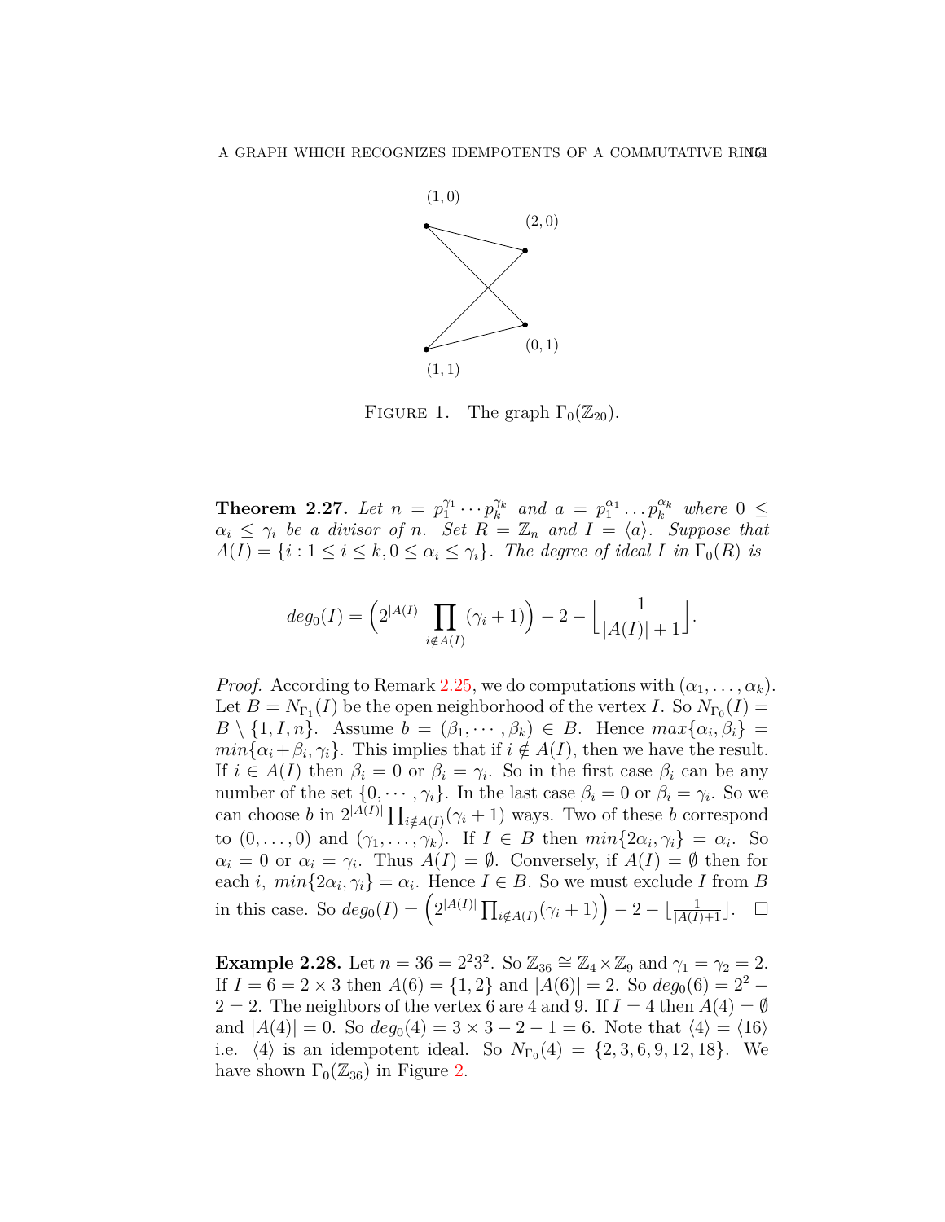FIGURE 1. The graph $\Gamma_0(\mathbb{Z}_{20})$.

**Theorem 2.27.** *Let $n = p_1^{\gamma_1} \cdots p_k^{\gamma_k}$ and $a = p_1^{\alpha_1} \ldots p_k^{\alpha_k}$ where $0 \leq \alpha_i \leq \gamma_i$ be a divisor of $n$. Set $R = \mathbb{Z}_n$ and $I = \langle a \rangle$. Suppose that $A(I) = \{i : 1 \leq i \leq k, 0 \leq \alpha_i \leq \gamma_i\}$. The degree of ideal $I$ in $\Gamma_0(R)$ is*

$$deg_0(I) = \Big(2^{|A(I)|} \prod_{i \notin A(I)} (\gamma_i + 1)\Big) - 2 - \Big\lfloor \frac{1}{|A(I)| + 1} \Big\rfloor.$$

*Proof.* According to Remark 2.25, we do computations with $(\alpha_1, \ldots, \alpha_k)$. Let $B = N_{\Gamma_1}(I)$ be the open neighborhood of the vertex $I$. So $N_{\Gamma_0}(I) = B \setminus \{1, I, n\}$. Assume $b = (\beta_1, \cdots, \beta_k) \in B$. Hence $max\{\alpha_i, \beta_i\} = min\{\alpha_i + \beta_i, \gamma_i\}$. This implies that if $i \notin A(I)$, then we have the result. If $i \in A(I)$ then $\beta_i = 0$ or $\beta_i = \gamma_i$. So in the first case $\beta_i$ can be any number of the set $\{0, \cdots, \gamma_i\}$. In the last case $\beta_i = 0$ or $\beta_i = \gamma_i$. So we can choose $b$ in $2^{|A(I)|} \prod_{i \notin A(I)} (\gamma_i + 1)$ ways. Two of these $b$ correspond to $(0, \ldots, 0)$ and $(\gamma_1, \ldots, \gamma_k)$. If $I \in B$ then $min\{2\alpha_i, \gamma_i\} = \alpha_i$. So $\alpha_i = 0$ or $\alpha_i = \gamma_i$. Thus $A(I) = \emptyset$. Conversely, if $A(I) = \emptyset$ then for each $i$, $min\{2\alpha_i, \gamma_i\} = \alpha_i$. Hence $I \in B$. So we must exclude $I$ from $B$ in this case. So $deg_0(I) = \Big(2^{|A(I)|} \prod_{i \notin A(I)} (\gamma_i + 1)\Big) - 2 - \lfloor \frac{1}{|A(I)+1} \rfloor$. $\square$

**Example 2.28.** Let $n = 36 = 2^2 3^2$. So $\mathbb{Z}_{36} \cong \mathbb{Z}_4 \times \mathbb{Z}_9$ and $\gamma_1 = \gamma_2 = 2$. If $I = 6 = 2 \times 3$ then $A(6) = \{1, 2\}$ and $|A(6)| = 2$. So $deg_0(6) = 2^2 - 2 = 2$. The neighbors of the vertex 6 are 4 and 9. If $I = 4$ then $A(4) = \emptyset$ and $|A(4)| = 0$. So $deg_0(4) = 3 \times 3 - 2 - 1 = 6$. Note that $\langle 4 \rangle = \langle 16 \rangle$ i.e. $\langle 4 \rangle$ is an idempotent ideal. So $N_{\Gamma_0}(4) = \{2, 3, 6, 9, 12, 18\}$. We have shown $\Gamma_0(\mathbb{Z}_{36})$ in Figure 2.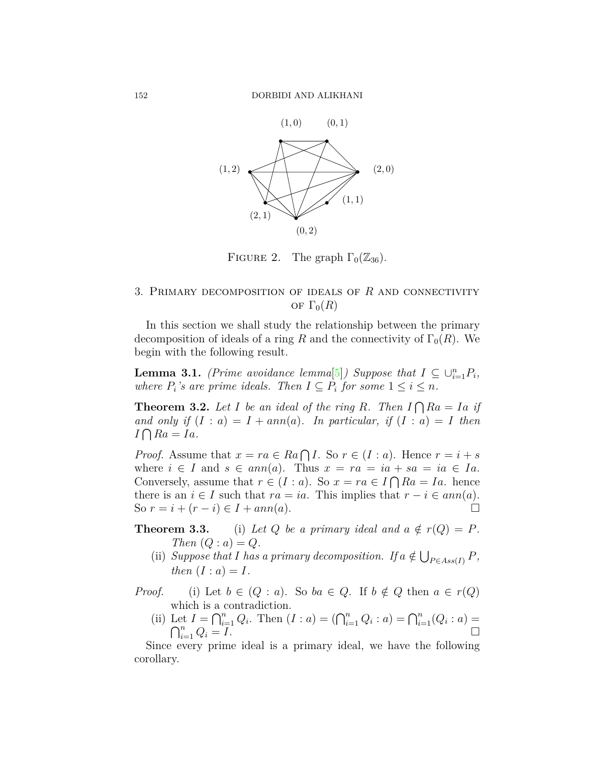(1, 0)
(0, 1)
(1, 2)
(2, 0)
(1, 1)
(2, 1)
(0, 2)

FIGURE 2. The graph $\Gamma_0(\mathbb{Z}_{36})$.

## 3. Primary decomposition of ideals of $R$ and connectivity of $\Gamma_0(R)$

In this section we shall study the relationship between the primary decomposition of ideals of a ring $R$ and the connectivity of $\Gamma_0(R)$. We begin with the following result.

**Lemma 3.1.** *(Prime avoidance lemma[5]) Suppose that $I \subseteq \cup_{i=1}^{n} P_i$, where $P_i$'s are prime ideals. Then $I \subseteq P_i$ for some $1 \leq i \leq n$.*

**Theorem 3.2.** *Let $I$ be an ideal of the ring $R$. Then $I \bigcap Ra = Ia$ if and only if $(I : a) = I + ann(a)$. In particular, if $(I : a) = I$ then $I \bigcap Ra = Ia$.*

*Proof.* Assume that $x = ra \in Ra \bigcap I$. So $r \in (I : a)$. Hence $r = i + s$ where $i \in I$ and $s \in ann(a)$. Thus $x = ra = ia + sa = ia \in Ia$. Conversely, assume that $r \in (I : a)$. So $x = ra \in I \bigcap Ra = Ia$. hence there is an $i \in I$ such that $ra = ia$. This implies that $r - i \in ann(a)$. So $r = i + (r - i) \in I + ann(a)$. □

**Theorem 3.3.** (i) *Let $Q$ be a primary ideal and $a \notin r(Q) = P$. Then $(Q : a) = Q$.*

(ii) *Suppose that $I$ has a primary decomposition. If $a \notin \bigcup_{P \in Ass(I)} P$, then $(I : a) = I$.*

*Proof.* (i) Let $b \in (Q : a)$. So $ba \in Q$. If $b \notin Q$ then $a \in r(Q)$ which is a contradiction.

(ii) Let $I = \bigcap_{i=1}^{n} Q_i$. Then $(I : a) = (\bigcap_{i=1}^{n} Q_i : a) = \bigcap_{i=1}^{n}(Q_i : a) = \bigcap_{i=1}^{n} Q_i = I$. □

Since every prime ideal is a primary ideal, we have the following corollary.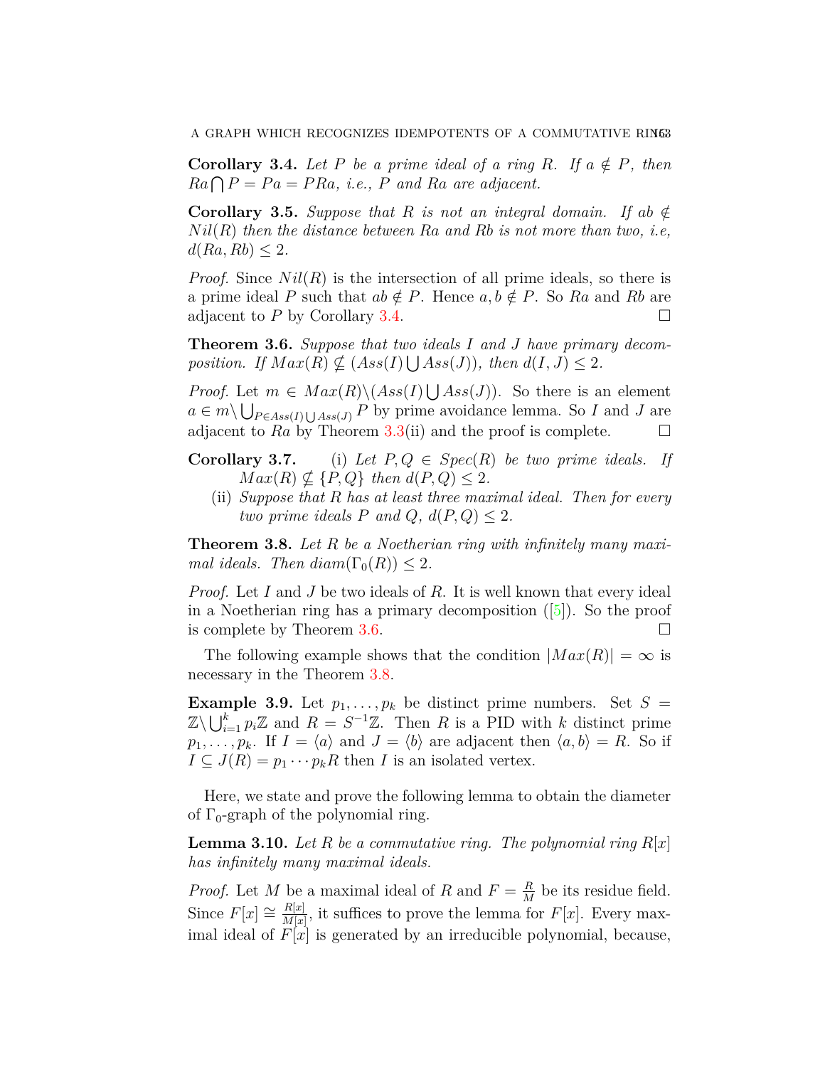**Corollary 3.4.** *Let $P$ be a prime ideal of a ring $R$. If $a \notin P$, then $Ra \bigcap P = Pa = PRa$, i.e., $P$ and $Ra$ are adjacent.*

**Corollary 3.5.** *Suppose that $R$ is not an integral domain. If $ab \notin Nil(R)$ then the distance between $Ra$ and $Rb$ is not more than two, i.e, $d(Ra, Rb) \leq 2$.*

*Proof.* Since $Nil(R)$ is the intersection of all prime ideals, so there is a prime ideal $P$ such that $ab \notin P$. Hence $a, b \notin P$. So $Ra$ and $Rb$ are adjacent to $P$ by Corollary 3.4. □

**Theorem 3.6.** *Suppose that two ideals $I$ and $J$ have primary decomposition. If $Max(R) \nsubseteq (Ass(I) \bigcup Ass(J))$, then $d(I, J) \leq 2$.*

*Proof.* Let $m \in Max(R) \backslash (Ass(I) \bigcup Ass(J))$. So there is an element $a \in m \backslash \bigcup_{P \in Ass(I) \bigcup Ass(J)} P$ by prime avoidance lemma. So $I$ and $J$ are adjacent to $Ra$ by Theorem 3.3(ii) and the proof is complete. □

**Corollary 3.7.** (i) *Let $P, Q \in Spec(R)$ be two prime ideals. If $Max(R) \nsubseteq \{P, Q\}$ then $d(P, Q) \leq 2$.*

(ii) *Suppose that $R$ has at least three maximal ideal. Then for every two prime ideals $P$ and $Q$, $d(P, Q) \leq 2$.*

**Theorem 3.8.** *Let $R$ be a Noetherian ring with infinitely many maximal ideals. Then $diam(\Gamma_0(R)) \leq 2$.*

*Proof.* Let $I$ and $J$ be two ideals of $R$. It is well known that every ideal in a Noetherian ring has a primary decomposition ([5]). So the proof is complete by Theorem 3.6. □

The following example shows that the condition $|Max(R)| = \infty$ is necessary in the Theorem 3.8.

**Example 3.9.** Let $p_1, \ldots, p_k$ be distinct prime numbers. Set $S = \mathbb{Z} \backslash \bigcup_{i=1}^{k} p_i\mathbb{Z}$ and $R = S^{-1}\mathbb{Z}$. Then $R$ is a PID with $k$ distinct prime $p_1, \ldots, p_k$. If $I = \langle a \rangle$ and $J = \langle b \rangle$ are adjacent then $\langle a, b \rangle = R$. So if $I \subseteq J(R) = p_1 \cdots p_k R$ then $I$ is an isolated vertex.

Here, we state and prove the following lemma to obtain the diameter of $\Gamma_0$-graph of the polynomial ring.

**Lemma 3.10.** *Let $R$ be a commutative ring. The polynomial ring $R[x]$ has infinitely many maximal ideals.*

*Proof.* Let $M$ be a maximal ideal of $R$ and $F = \frac{R}{M}$ be its residue field. Since $F[x] \cong \frac{R[x]}{M[x]}$, it suffices to prove the lemma for $F[x]$. Every maximal ideal of $F[x]$ is generated by an irreducible polynomial, because,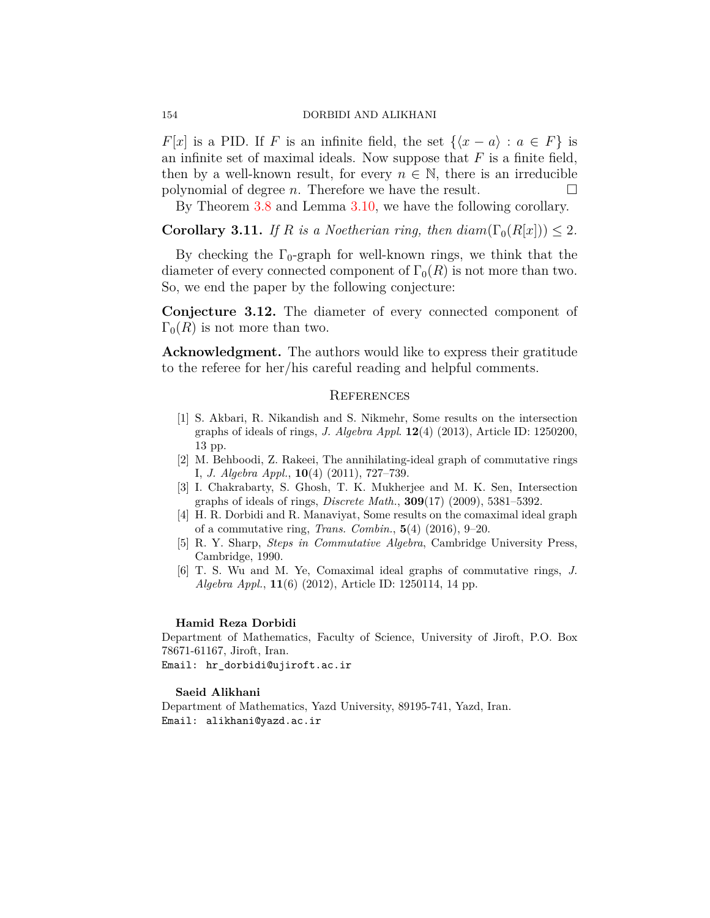$F[x]$ is a PID. If $F$ is an infinite field, the set $\{\langle x - a\rangle : a \in F\}$ is an infinite set of maximal ideals. Now suppose that $F$ is a finite field, then by a well-known result, for every $n \in \mathbb{N}$, there is an irreducible polynomial of degree $n$. Therefore we have the result. □

By Theorem 3.8 and Lemma 3.10, we have the following corollary.

**Corollary 3.11.** *If $R$ is a Noetherian ring, then $diam(\Gamma_0(R[x])) \leq 2$.*

By checking the $\Gamma_0$-graph for well-known rings, we think that the diameter of every connected component of $\Gamma_0(R)$ is not more than two. So, we end the paper by the following conjecture:

**Conjecture 3.12.** The diameter of every connected component of $\Gamma_0(R)$ is not more than two.

**Acknowledgment.** The authors would like to express their gratitude to the referee for her/his careful reading and helpful comments.

## References

[1] S. Akbari, R. Nikandish and S. Nikmehr, Some results on the intersection graphs of ideals of rings, *J. Algebra Appl.* **12**(4) (2013), Article ID: 1250200, 13 pp.

[2] M. Behboodi, Z. Rakeei, The annihilating-ideal graph of commutative rings I, *J. Algebra Appl.*, **10**(4) (2011), 727–739.

[3] I. Chakrabarty, S. Ghosh, T. K. Mukherjee and M. K. Sen, Intersection graphs of ideals of rings, *Discrete Math.*, **309**(17) (2009), 5381–5392.

[4] H. R. Dorbidi and R. Manaviyat, Some results on the comaximal ideal graph of a commutative ring, *Trans. Combin.*, **5**(4) (2016), 9–20.

[5] R. Y. Sharp, *Steps in Commutative Algebra*, Cambridge University Press, Cambridge, 1990.

[6] T. S. Wu and M. Ye, Comaximal ideal graphs of commutative rings, *J. Algebra Appl.*, **11**(6) (2012), Article ID: 1250114, 14 pp.

**Hamid Reza Dorbidi**

Department of Mathematics, Faculty of Science, University of Jiroft, P.O. Box 78671-61167, Jiroft, Iran.

Email: `hr_dorbidi@ujiroft.ac.ir`

**Saeid Alikhani**

Department of Mathematics, Yazd University, 89195-741, Yazd, Iran.

Email: `alikhani@yazd.ac.ir`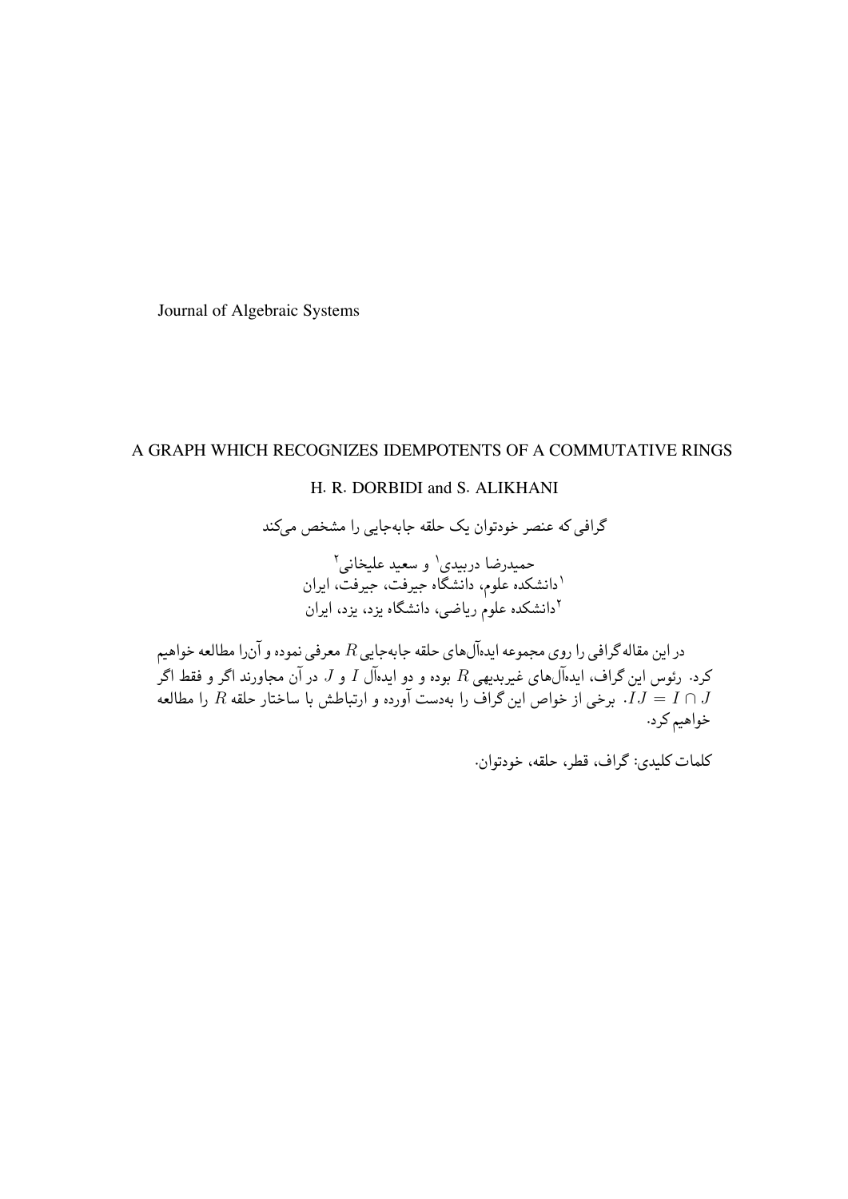Journal of Algebraic Systems

## A GRAPH WHICH RECOGNIZES IDEMPOTENTS OF A COMMUTATIVE RINGS

H. R. DORBIDI and S. ALIKHANI

گرافی که عنصر خودتوان یک حلقه جابه‌جایی را مشخص می‌کند

حمیدرضا دربیدی[۱] و سعید علیخانی[۲]

[۱]دانشکده علوم، دانشگاه جیرفت، جیرفت، ایران

[۲]دانشکده علوم ریاضی، دانشگاه یزد، یزد، ایران

در این مقاله گرافی را روی مجموعه ایده‌آل‌های حلقه جابه‌جایی $R$ معرفی نموده و آن‌را مطالعه خواهیم کرد. رئوس این گراف، ایده‌آل‌های غیربدیهی $R$ بوده و دو ایده‌آل $I$ و $J$، در آن مجاورند اگر و فقط اگر $IJ = I \cap J$. برخی از خواص این گراف را به‌دست آورده و ارتباطش با ساختار حلقه $R$ را مطالعه خواهیم کرد.

کلمات کلیدی: گراف، قطر، حلقه، خودتوان.